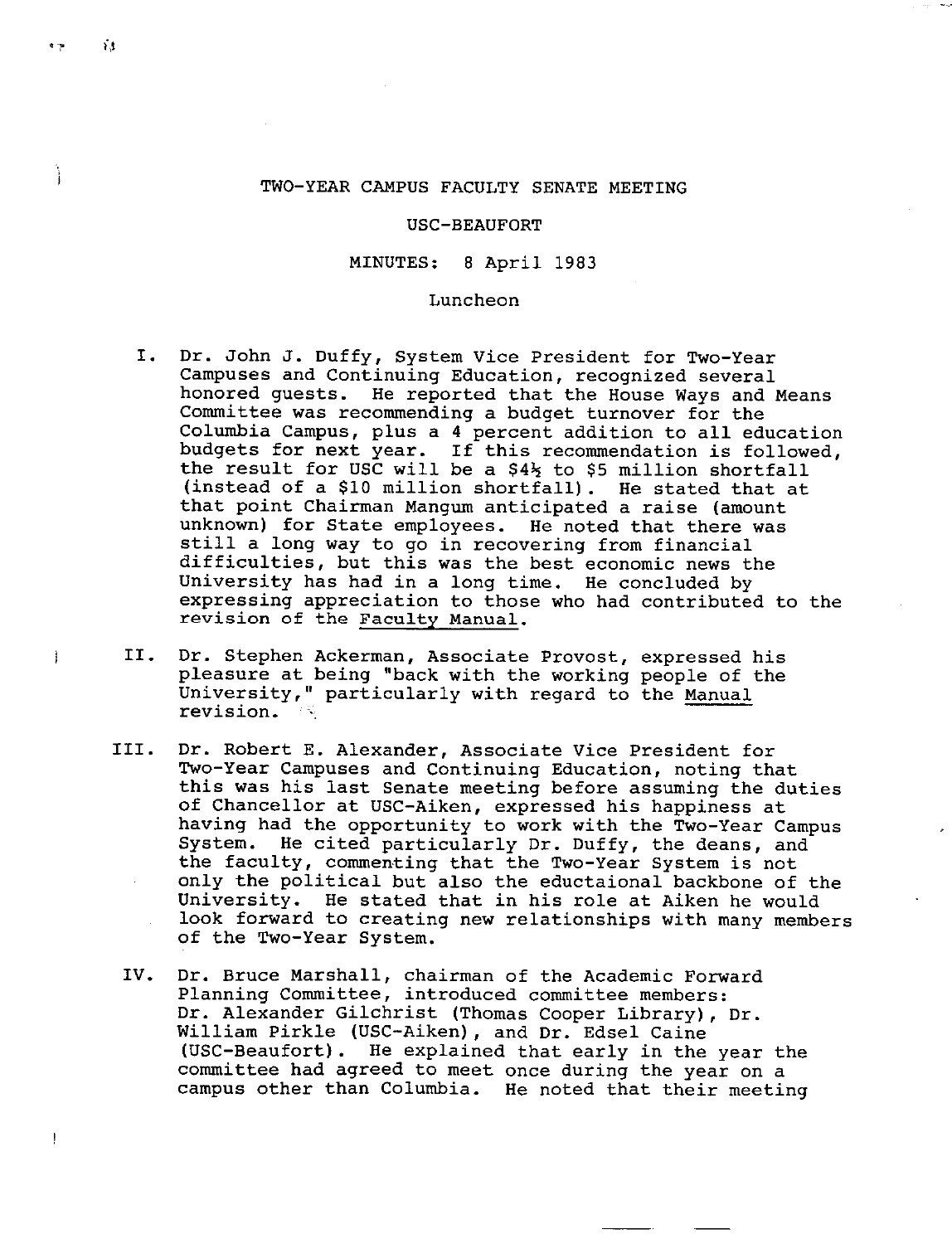# TWO-YEAR CAMPUS FACULTY SENATE MEETING

## USC-BEAUFORT

## MINUTES: 8 April 1983

### Luncheon

I. Dr. John J. Duffy, System Vice President for Two-Year Campuses and Continuing Education, recognized several honored guests. He reported that the House Ways and Means Committee was recommending a budget turnover for the Columbia Campus, plus a 4 percent addition to all education budgets for next year. If this recommendation is followed, the result for USC will be a $4½ to $5 million shortfall (instead of a $10 million shortfall). He stated that at that point Chairman Mangum anticipated a raise (amount unknown) for State employees. He noted that there was still a long way to go in recovering from financial difficulties, but this was the best economic news the University has had in a long time. He concluded by expressing appreciation to those who had contributed to the revision of the Faculty Manual.

II. Dr. Stephen Ackerman, Associate Provost, expressed his pleasure at being "back with the working people of the University," particularly with regard to the Manual revision.

III. Dr. Robert E. Alexander, Associate Vice President for Two-Year Campuses and Continuing Education, noting that this was his last Senate meeting before assuming the duties of Chancellor at USC-Aiken, expressed his happiness at having had the opportunity to work with the Two-Year Campus System. He cited particularly Dr. Duffy, the deans, and the faculty, commenting that the Two-Year System is not only the political but also the eductaional backbone of the University. He stated that in his role at Aiken he would look forward to creating new relationships with many members of the Two-Year System.

IV. Dr. Bruce Marshall, chairman of the Academic Forward Planning Committee, introduced committee members: Dr. Alexander Gilchrist (Thomas Cooper Library), Dr. William Pirkle (USC-Aiken), and Dr. Edsel Caine (USC-Beaufort). He explained that early in the year the committee had agreed to meet once during the year on a campus other than Columbia. He noted that their meeting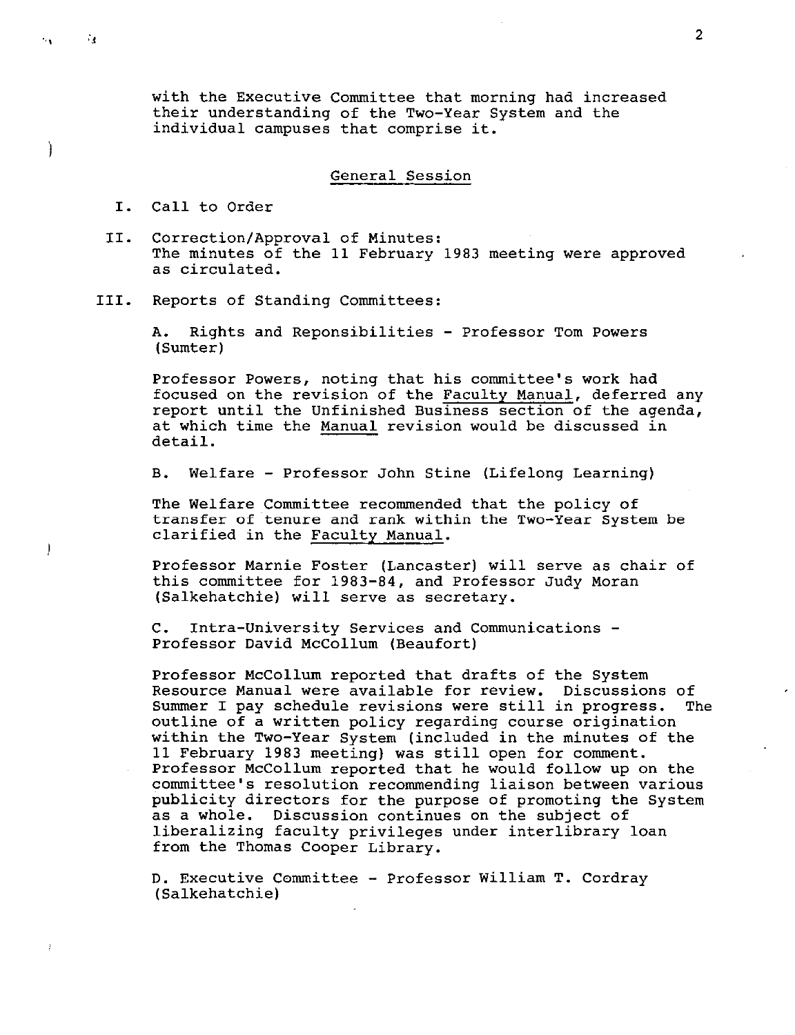with the Executive Committee that morning had increased their understanding of the Two-Year System and the individual campuses that comprise it.

## General Session

I. Call to Order

II. Correction/Approval of Minutes:
The minutes of the 11 February 1983 meeting were approved as circulated.

III. Reports of Standing Committees:

A. Rights and Reponsibilities - Professor Tom Powers (Sumter)

Professor Powers, noting that his committee's work had focused on the revision of the _Faculty Manual_, deferred any report until the Unfinished Business section of the agenda, at which time the _Manual_ revision would be discussed in detail.

B. Welfare - Professor John Stine (Lifelong Learning)

The Welfare Committee recommended that the policy of transfer of tenure and rank within the Two-Year System be clarified in the _Faculty Manual_.

Professor Marnie Foster (Lancaster) will serve as chair of this committee for 1983-84, and Professor Judy Moran (Salkehatchie) will serve as secretary.

C. Intra-University Services and Communications - Professor David McCollum (Beaufort)

Professor McCollum reported that drafts of the System Resource Manual were available for review. Discussions of Summer I pay schedule revisions were still in progress. The outline of a written policy regarding course origination within the Two-Year System (included in the minutes of the 11 February 1983 meeting) was still open for comment. Professor McCollum reported that he would follow up on the committee's resolution recommending liaison between various publicity directors for the purpose of promoting the System as a whole. Discussion continues on the subject of liberalizing faculty privileges under interlibrary loan from the Thomas Cooper Library.

D. Executive Committee - Professor William T. Cordray (Salkehatchie)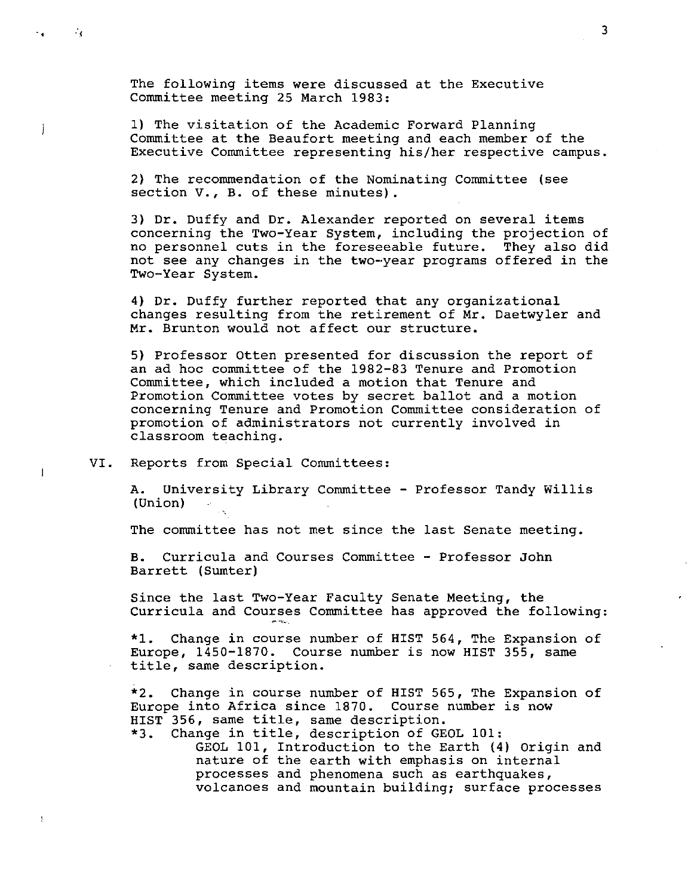The following items were discussed at the Executive Committee meeting 25 March 1983:

1) The visitation of the Academic Forward Planning Committee at the Beaufort meeting and each member of the Executive Committee representing his/her respective campus.

2) The recommendation of the Nominating Committee (see section V., B. of these minutes).

3) Dr. Duffy and Dr. Alexander reported on several items concerning the Two-Year System, including the projection of no personnel cuts in the foreseeable future. They also did not see any changes in the two-year programs offered in the Two-Year System.

4) Dr. Duffy further reported that any organizational changes resulting from the retirement of Mr. Daetwyler and Mr. Brunton would not affect our structure.

5) Professor Otten presented for discussion the report of an ad hoc committee of the 1982-83 Tenure and Promotion Committee, which included a motion that Tenure and Promotion Committee votes by secret ballot and a motion concerning Tenure and Promotion Committee consideration of promotion of administrators not currently involved in classroom teaching.

VI. Reports from Special Committees:

A. University Library Committee - Professor Tandy Willis (Union)

The committee has not met since the last Senate meeting.

B. Curricula and Courses Committee - Professor John Barrett (Sumter)

Since the last Two-Year Faculty Senate Meeting, the Curricula and Courses Committee has approved the following:

*1. Change in course number of HIST 564, The Expansion of Europe, 1450-1870. Course number is now HIST 355, same title, same description.

*2. Change in course number of HIST 565, The Expansion of Europe into Africa since 1870. Course number is now HIST 356, same title, same description.

*3. Change in title, description of GEOL 101:
GEOL 101, Introduction to the Earth (4) Origin and nature of the earth with emphasis on internal processes and phenomena such as earthquakes, volcanoes and mountain building; surface processes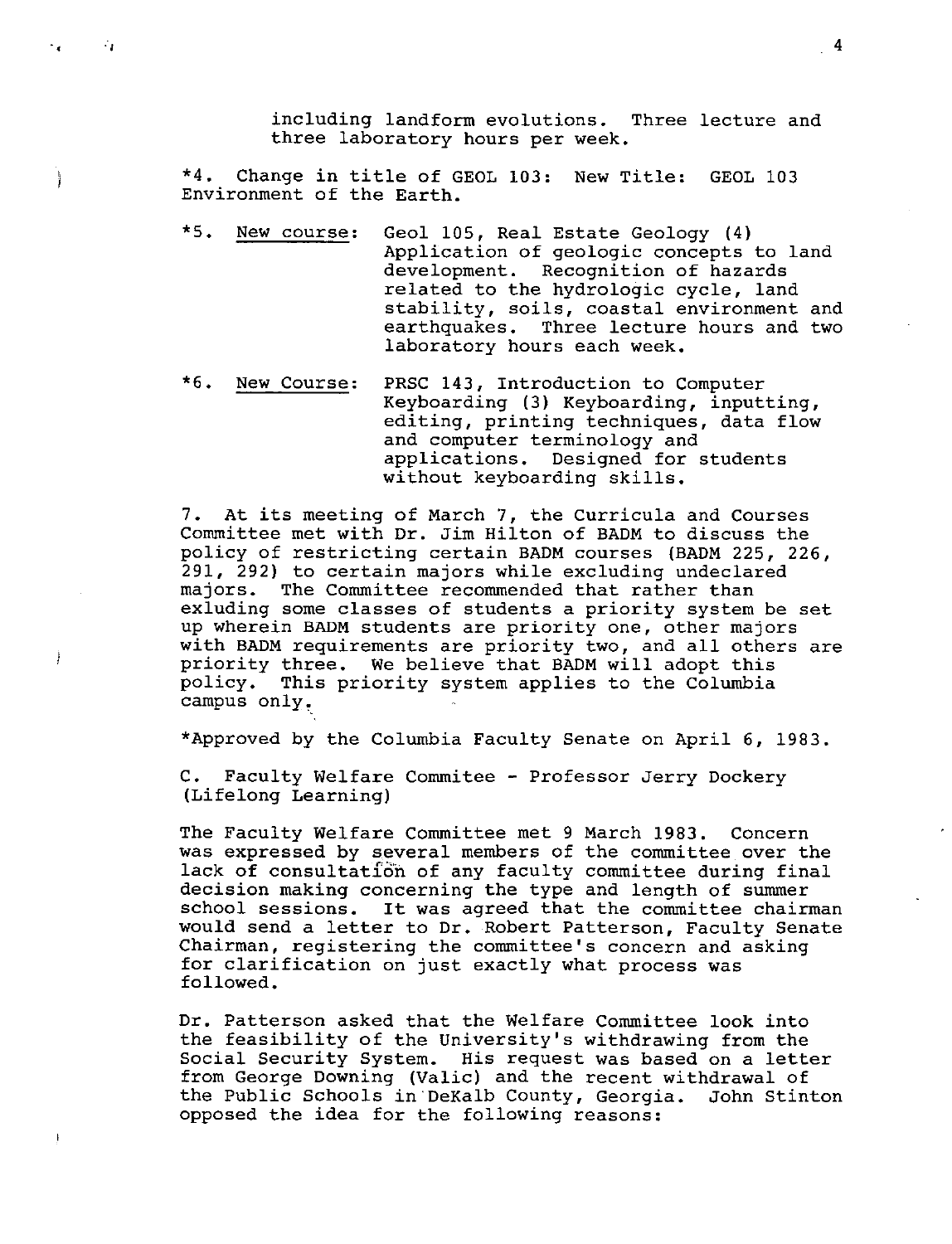including landform evolutions. Three lecture and three laboratory hours per week.

*4. Change in title of GEOL 103: New Title: GEOL 103 Environment of the Earth.

*5. New course: Geol 105, Real Estate Geology (4) Application of geologic concepts to land development. Recognition of hazards related to the hydrologic cycle, land stability, soils, coastal environment and earthquakes. Three lecture hours and two laboratory hours each week.

*6. New Course: PRSC 143, Introduction to Computer Keyboarding (3) Keyboarding, inputting, editing, printing techniques, data flow and computer terminology and applications. Designed for students without keyboarding skills.

7. At its meeting of March 7, the Curricula and Courses Committee met with Dr. Jim Hilton of BADM to discuss the policy of restricting certain BADM courses (BADM 225, 226, 291, 292) to certain majors while excluding undeclared majors. The Committee recommended that rather than exluding some classes of students a priority system be set up wherein BADM students are priority one, other majors with BADM requirements are priority two, and all others are priority three. We believe that BADM will adopt this policy. This priority system applies to the Columbia campus only.

*Approved by the Columbia Faculty Senate on April 6, 1983.

C. Faculty Welfare Commitee - Professor Jerry Dockery (Lifelong Learning)

The Faculty Welfare Committee met 9 March 1983. Concern was expressed by several members of the committee over the lack of consultation of any faculty committee during final decision making concerning the type and length of summer school sessions. It was agreed that the committee chairman would send a letter to Dr. Robert Patterson, Faculty Senate Chairman, registering the committee's concern and asking for clarification on just exactly what process was followed.

Dr. Patterson asked that the Welfare Committee look into the feasibility of the University's withdrawing from the Social Security System. His request was based on a letter from George Downing (Valic) and the recent withdrawal of the Public Schools in DeKalb County, Georgia. John Stinton opposed the idea for the following reasons: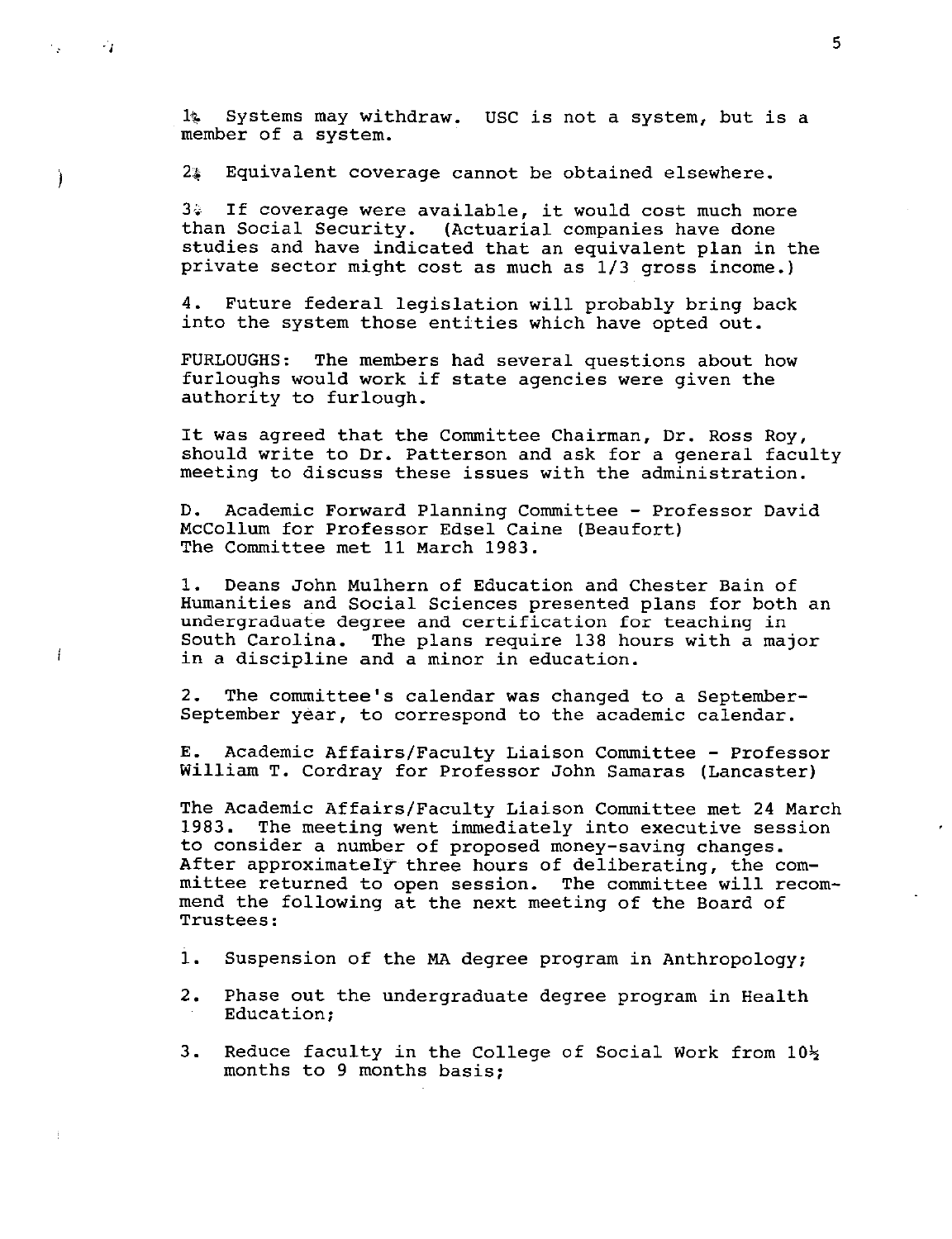1. Systems may withdraw. USC is not a system, but is a member of a system.

2. Equivalent coverage cannot be obtained elsewhere.

3. If coverage were available, it would cost much more than Social Security. (Actuarial companies have done studies and have indicated that an equivalent plan in the private sector might cost as much as 1/3 gross income.)

4. Future federal legislation will probably bring back into the system those entities which have opted out.

FURLOUGHS: The members had several questions about how furloughs would work if state agencies were given the authority to furlough.

It was agreed that the Committee Chairman, Dr. Ross Roy, should write to Dr. Patterson and ask for a general faculty meeting to discuss these issues with the administration.

D. Academic Forward Planning Committee - Professor David McCollum for Professor Edsel Caine (Beaufort)
The Committee met 11 March 1983.

1. Deans John Mulhern of Education and Chester Bain of Humanities and Social Sciences presented plans for both an undergraduate degree and certification for teaching in South Carolina. The plans require 138 hours with a major in a discipline and a minor in education.

2. The committee's calendar was changed to a September-September year, to correspond to the academic calendar.

E. Academic Affairs/Faculty Liaison Committee - Professor William T. Cordray for Professor John Samaras (Lancaster)

The Academic Affairs/Faculty Liaison Committee met 24 March 1983. The meeting went immediately into executive session to consider a number of proposed money-saving changes. After approximately three hours of deliberating, the committee returned to open session. The committee will recommend the following at the next meeting of the Board of Trustees:

1. Suspension of the MA degree program in Anthropology;

2. Phase out the undergraduate degree program in Health Education;

3. Reduce faculty in the College of Social Work from 10½ months to 9 months basis;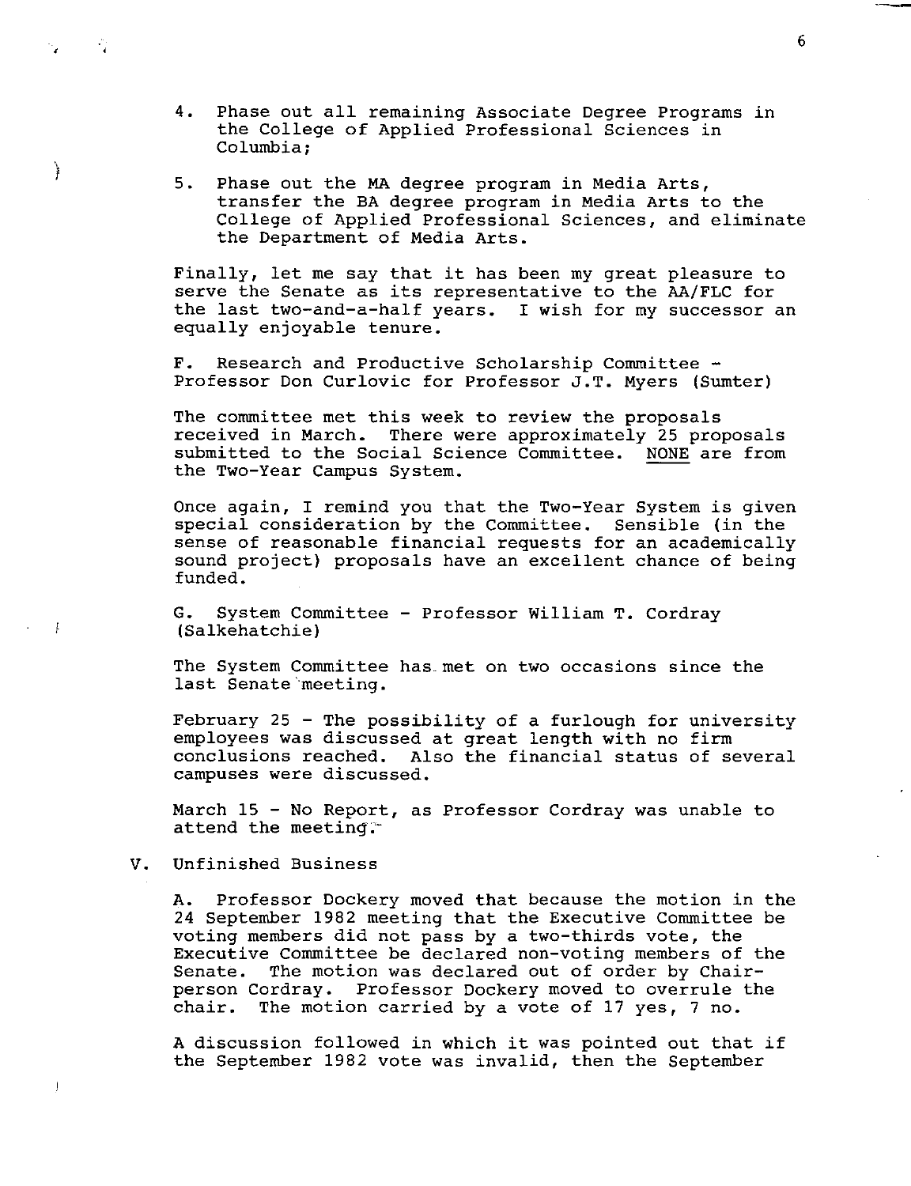4. Phase out all remaining Associate Degree Programs in the College of Applied Professional Sciences in Columbia;

5. Phase out the MA degree program in Media Arts, transfer the BA degree program in Media Arts to the College of Applied Professional Sciences, and eliminate the Department of Media Arts.

Finally, let me say that it has been my great pleasure to serve the Senate as its representative to the AA/FLC for the last two-and-a-half years. I wish for my successor an equally enjoyable tenure.

F. Research and Productive Scholarship Committee - Professor Don Curlovic for Professor J.T. Myers (Sumter)

The committee met this week to review the proposals received in March. There were approximately 25 proposals submitted to the Social Science Committee. NONE are from the Two-Year Campus System.

Once again, I remind you that the Two-Year System is given special consideration by the Committee. Sensible (in the sense of reasonable financial requests for an academically sound project) proposals have an excellent chance of being funded.

G. System Committee - Professor William T. Cordray (Salkehatchie)

The System Committee has met on two occasions since the last Senate meeting.

February 25 - The possibility of a furlough for university employees was discussed at great length with no firm conclusions reached. Also the financial status of several campuses were discussed.

March 15 - No Report, as Professor Cordray was unable to attend the meeting.

V. Unfinished Business

A. Professor Dockery moved that because the motion in the 24 September 1982 meeting that the Executive Committee be voting members did not pass by a two-thirds vote, the Executive Committee be declared non-voting members of the Senate. The motion was declared out of order by Chairperson Cordray. Professor Dockery moved to overrule the chair. The motion carried by a vote of 17 yes, 7 no.

A discussion followed in which it was pointed out that if the September 1982 vote was invalid, then the September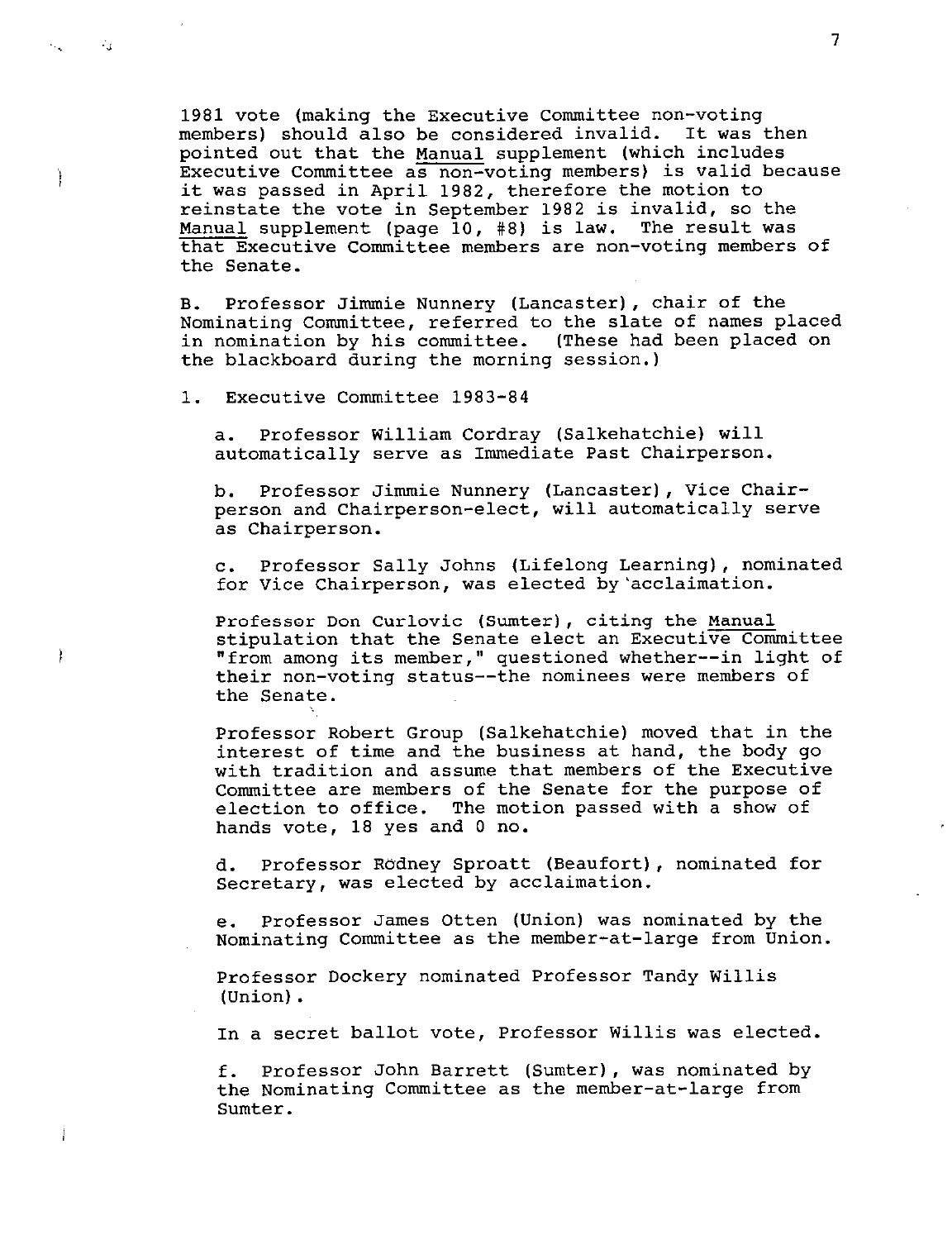1981 vote (making the Executive Committee non-voting members) should also be considered invalid. It was then pointed out that the Manual supplement (which includes Executive Committee as non-voting members) is valid because it was passed in April 1982, therefore the motion to reinstate the vote in September 1982 is invalid, so the Manual supplement (page 10, #8) is law. The result was that Executive Committee members are non-voting members of the Senate.

B. Professor Jimmie Nunnery (Lancaster), chair of the Nominating Committee, referred to the slate of names placed in nomination by his committee. (These had been placed on the blackboard during the morning session.)

1. Executive Committee 1983-84

   a. Professor William Cordray (Salkehatchie) will automatically serve as Immediate Past Chairperson.

   b. Professor Jimmie Nunnery (Lancaster), Vice Chairperson and Chairperson-elect, will automatically serve as Chairperson.

   c. Professor Sally Johns (Lifelong Learning), nominated for Vice Chairperson, was elected by acclaimation.

   Professor Don Curlovic (Sumter), citing the Manual stipulation that the Senate elect an Executive Committee "from among its member," questioned whether--in light of their non-voting status--the nominees were members of the Senate.

   Professor Robert Group (Salkehatchie) moved that in the interest of time and the business at hand, the body go with tradition and assume that members of the Executive Committee are members of the Senate for the purpose of election to office. The motion passed with a show of hands vote, 18 yes and 0 no.

   d. Professor Rodney Sproatt (Beaufort), nominated for Secretary, was elected by acclaimation.

   e. Professor James Otten (Union) was nominated by the Nominating Committee as the member-at-large from Union.

   Professor Dockery nominated Professor Tandy Willis (Union).

   In a secret ballot vote, Professor Willis was elected.

   f. Professor John Barrett (Sumter), was nominated by the Nominating Committee as the member-at-large from Sumter.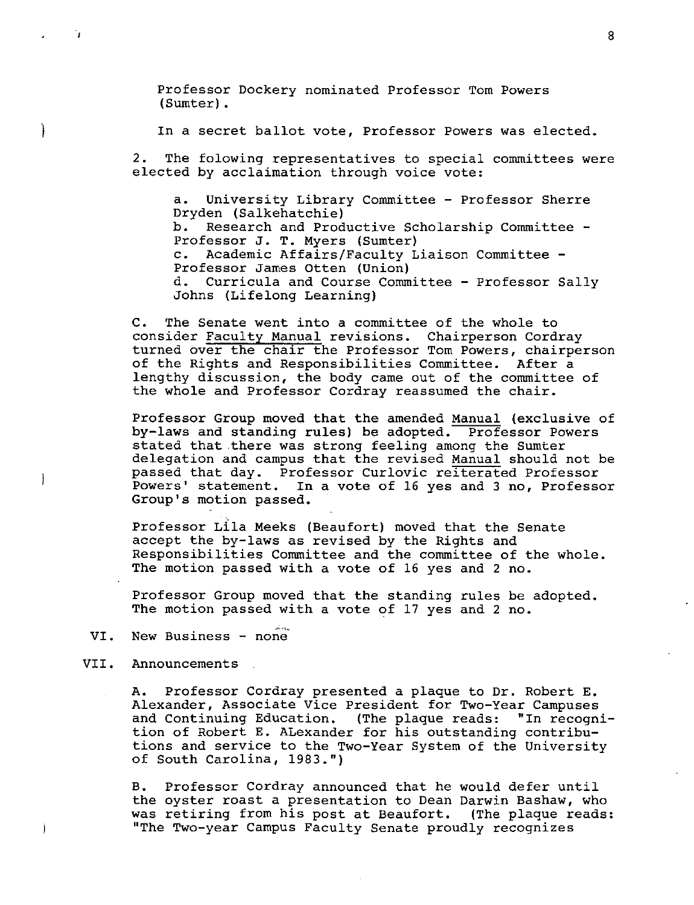Professor Dockery nominated Professor Tom Powers (Sumter).

In a secret ballot vote, Professor Powers was elected.

2. The folowing representatives to special committees were elected by acclaimation through voice vote:

a. University Library Committee - Professor Sherre Dryden (Salkehatchie)
b. Research and Productive Scholarship Committee - Professor J. T. Myers (Sumter)
c. Academic Affairs/Faculty Liaison Committee - Professor James Otten (Union)
d. Curricula and Course Committee - Professor Sally Johns (Lifelong Learning)

C. The Senate went into a committee of the whole to consider Faculty Manual revisions. Chairperson Cordray turned over the chair the Professor Tom Powers, chairperson of the Rights and Responsibilities Committee. After a lengthy discussion, the body came out of the committee of the whole and Professor Cordray reassumed the chair.

Professor Group moved that the amended Manual (exclusive of by-laws and standing rules) be adopted. Professor Powers stated that there was strong feeling among the Sumter delegation and campus that the revised Manual should not be passed that day. Professor Curlovic reiterated Professor Powers' statement. In a vote of 16 yes and 3 no, Professor Group's motion passed.

Professor Lila Meeks (Beaufort) moved that the Senate accept the by-laws as revised by the Rights and Responsibilities Committee and the committee of the whole. The motion passed with a vote of 16 yes and 2 no.

Professor Group moved that the standing rules be adopted. The motion passed with a vote of 17 yes and 2 no.

VI. New Business - none

VII. Announcements

A. Professor Cordray presented a plaque to Dr. Robert E. Alexander, Associate Vice President for Two-Year Campuses and Continuing Education. (The plaque reads: "In recognition of Robert E. ALexander for his outstanding contributions and service to the Two-Year System of the University of South Carolina, 1983.")

B. Professor Cordray announced that he would defer until the oyster roast a presentation to Dean Darwin Bashaw, who was retiring from his post at Beaufort. (The plaque reads: "The Two-year Campus Faculty Senate proudly recognizes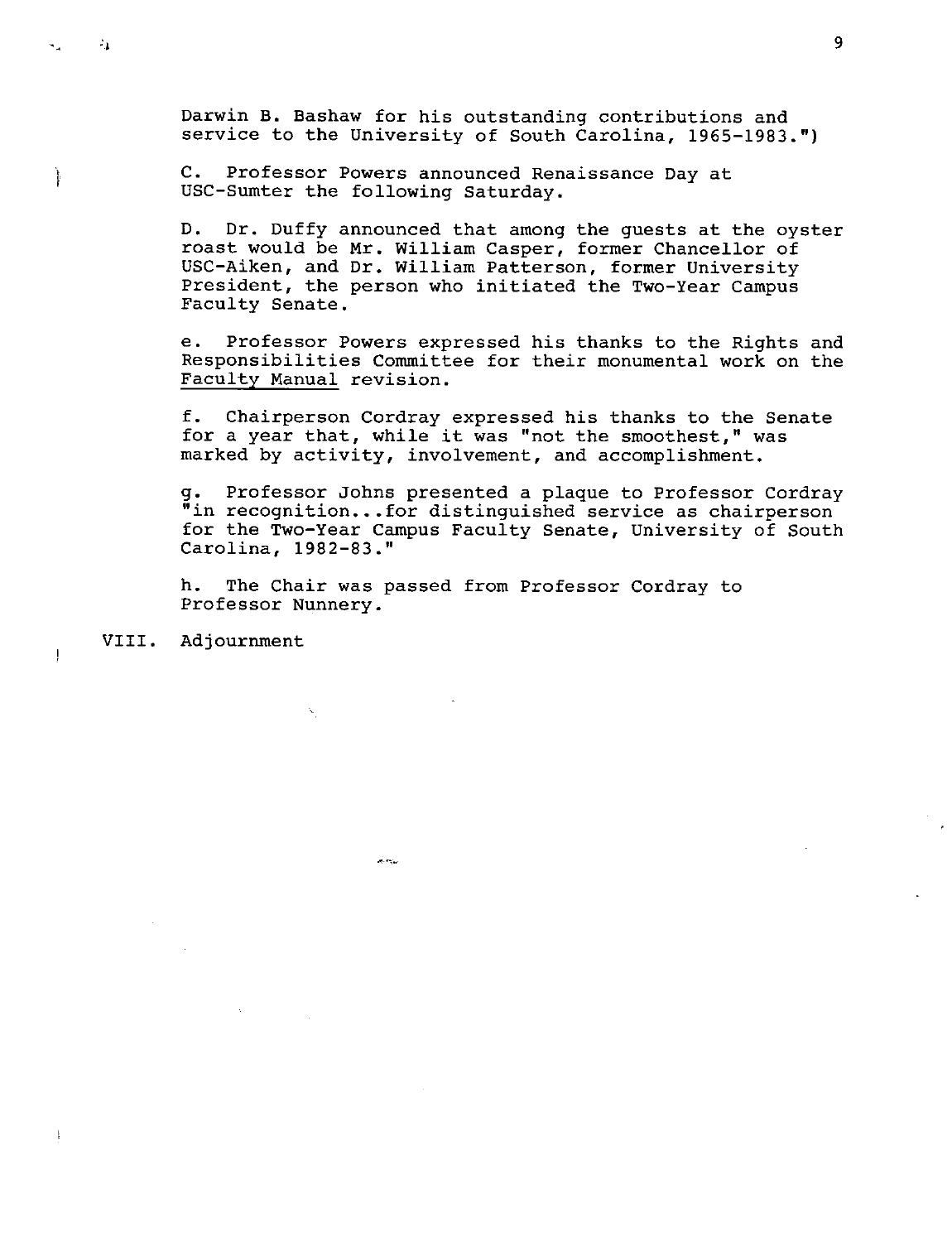Darwin B. Bashaw for his outstanding contributions and service to the University of South Carolina, 1965-1983.")

C. Professor Powers announced Renaissance Day at USC-Sumter the following Saturday.

D. Dr. Duffy announced that among the guests at the oyster roast would be Mr. William Casper, former Chancellor of USC-Aiken, and Dr. William Patterson, former University President, the person who initiated the Two-Year Campus Faculty Senate.

e. Professor Powers expressed his thanks to the Rights and Responsibilities Committee for their monumental work on the Faculty Manual revision.

f. Chairperson Cordray expressed his thanks to the Senate for a year that, while it was "not the smoothest," was marked by activity, involvement, and accomplishment.

g. Professor Johns presented a plaque to Professor Cordray "in recognition...for distinguished service as chairperson for the Two-Year Campus Faculty Senate, University of South Carolina, 1982-83."

h. The Chair was passed from Professor Cordray to Professor Nunnery.

VIII. Adjournment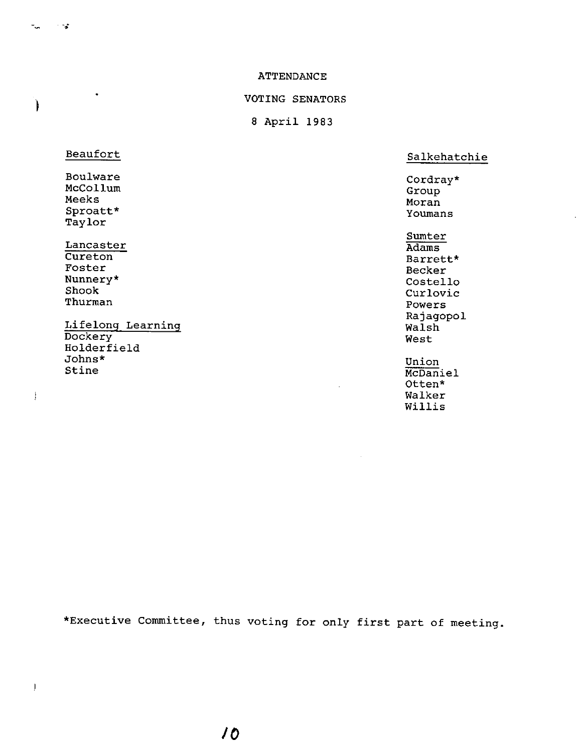# ATTENDANCE

## VOTING SENATORS

8 April 1983

Beaufort

Boulware
McCollum
Meeks
Sproatt*
Taylor

Lancaster

Cureton
Foster
Nunnery*
Shook
Thurman

Lifelong Learning

Dockery
Holderfield
Johns*
Stine

Salkehatchie

Cordray*
Group
Moran
Youmans

Sumter

Adams
Barrett*
Becker
Costello
Curlovic
Powers
Rajagopol
Walsh
West

Union

McDaniel
Otten*
Walker
Willis

*Executive Committee, thus voting for only first part of meeting.